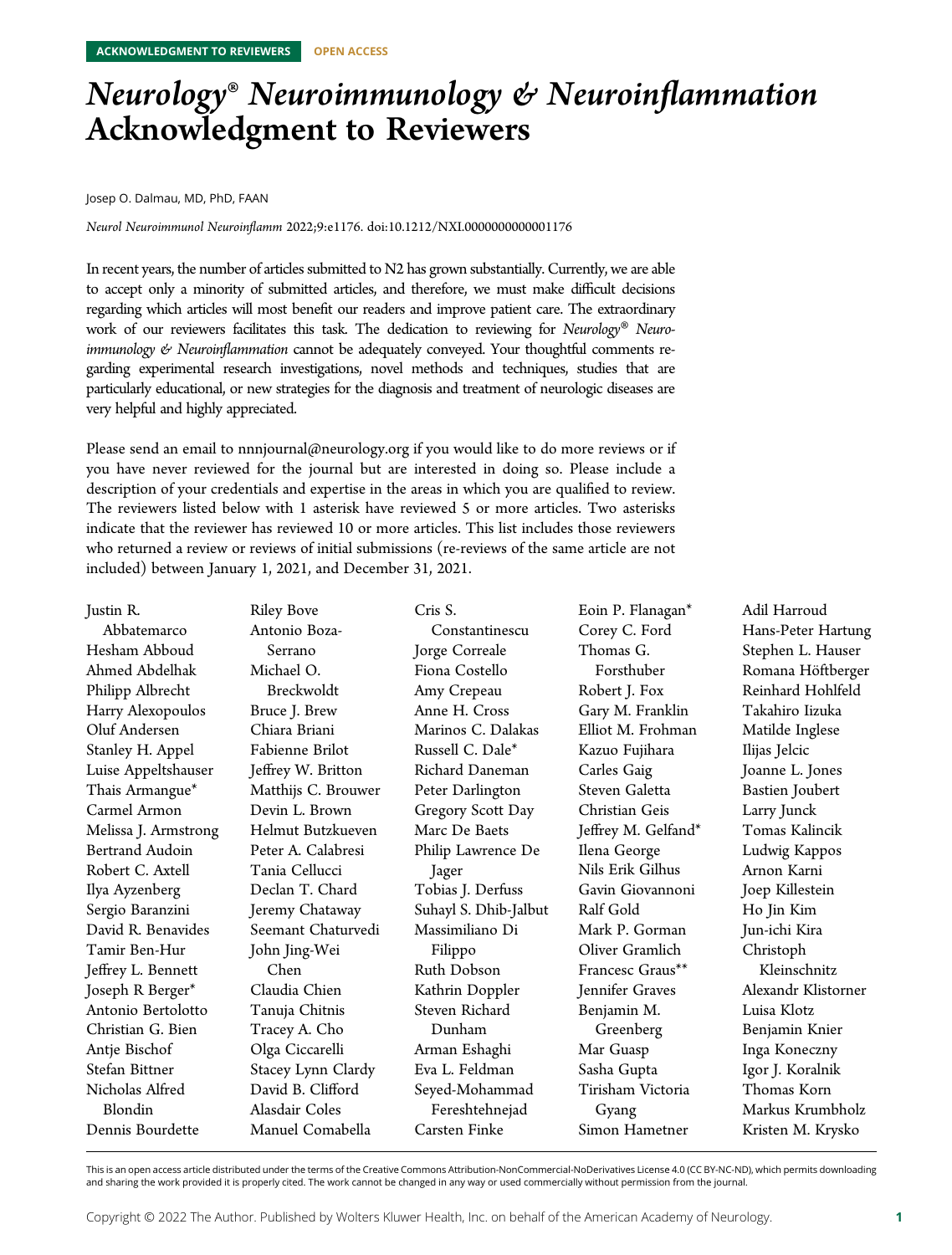ACKNOWLEDGMENT TO REVIEWERS OPEN ACCESS

# *Neurology® Neuroimmunology & Neuroinflammation* Acknowledgment to Reviewers

Josep O. Dalmau, MD, PhD, FAAN

*Neurol Neuroimmunol Neuroinflamm* 2022;9:e1176. doi:10.1212/NXI.0000000000001176

In recent years, the number of articles submitted to N2 has grown substantially. Currently, we are able to accept only a minority of submitted articles, and therefore, we must make difficult decisions regarding which articles will most benefit our readers and improve patient care. The extraordinary work of our reviewers facilitates this task. The dedication to reviewing for *Neurology® Neuroimmunology & Neuroinflammation* cannot be adequately conveyed. Your thoughtful comments regarding experimental research investigations, novel methods and techniques, studies that are particularly educational, or new strategies for the diagnosis and treatment of neurologic diseases are very helpful and highly appreciated.

Please send an email to nnnjournal@neurology.org if you would like to do more reviews or if you have never reviewed for the journal but are interested in doing so. Please include a description of your credentials and expertise in the areas in which you are qualified to review. The reviewers listed below with 1 asterisk have reviewed 5 or more articles. Two asterisks indicate that the reviewer has reviewed 10 or more articles. This list includes those reviewers who returned a review or reviews of initial submissions (re-reviews of the same article are not included) between January 1, 2021, and December 31, 2021.

Justin R. Abbatemarco
Hesham Abboud
Ahmed Abdelhak
Philipp Albrecht
Harry Alexopoulos
Oluf Andersen
Stanley H. Appel
Luise Appeltshauser
Thais Armangue*
Carmel Armon
Melissa J. Armstrong
Bertrand Audoin
Robert C. Axtell
Ilya Ayzenberg
Sergio Baranzini
David R. Benavides
Tamir Ben-Hur
Jeffrey L. Bennett
Joseph R Berger*
Antonio Bertolotto
Christian G. Bien
Antje Bischof
Stefan Bittner
Nicholas Alfred Blondin
Dennis Bourdette
Riley Bove
Antonio Boza-Serrano
Michael O. Breckwoldt
Bruce J. Brew
Chiara Briani
Fabienne Brilot
Jeffrey W. Britton
Matthijs C. Brouwer
Devin L. Brown
Helmut Butzkueven
Peter A. Calabresi
Tania Cellucci
Declan T. Chard
Jeremy Chataway
Seemant Chaturvedi
John Jing-Wei Chen
Claudia Chien
Tanuja Chitnis
Tracey A. Cho
Olga Ciccarelli
Stacey Lynn Clardy
David B. Clifford
Alasdair Coles
Manuel Comabella
Cris S. Constantinescu
Jorge Correale
Fiona Costello
Amy Crepeau
Anne H. Cross
Marinos C. Dalakas
Russell C. Dale*
Richard Daneman
Peter Darlington
Gregory Scott Day
Marc De Baets
Philip Lawrence De Jager
Tobias J. Derfuss
Suhayl S. Dhib-Jalbut
Massimiliano Di Filippo
Ruth Dobson
Kathrin Doppler
Steven Richard Dunham
Arman Eshaghi
Eva L. Feldman
Seyed-Mohammad Fereshtehnejad
Carsten Finke
Eoin P. Flanagan*
Corey C. Ford
Thomas G. Forsthuber
Robert J. Fox
Gary M. Franklin
Elliot M. Frohman
Kazuo Fujihara
Carles Gaig
Steven Galetta
Christian Geis
Jeffrey M. Gelfand*
Ilena George
Nils Erik Gilhus
Gavin Giovannoni
Ralf Gold
Mark P. Gorman
Oliver Gramlich
Francesc Graus**
Jennifer Graves
Benjamin M. Greenberg
Mar Guasp
Sasha Gupta
Tirisham Victoria Gyang
Simon Hametner
Adil Harroud
Hans-Peter Hartung
Stephen L. Hauser
Romana Höftberger
Reinhard Hohlfeld
Takahiro Iizuka
Matilde Inglese
Ilijas Jelcic
Joanne L. Jones
Bastien Joubert
Larry Junck
Tomas Kalincik
Ludwig Kappos
Arnon Karni
Joep Killestein
Ho Jin Kim
Jun-ichi Kira
Christoph Kleinschnitz
Alexandr Klistorner
Luisa Klotz
Benjamin Knier
Inga Koneczny
Igor J. Koralnik
Thomas Korn
Markus Krumbholz
Kristen M. Krysko

This is an open access article distributed under the terms of the Creative Commons Attribution-NonCommercial-NoDerivatives License 4.0 (CC BY-NC-ND), which permits downloading and sharing the work provided it is properly cited. The work cannot be changed in any way or used commercially without permission from the journal.

Copyright © 2022 The Author. Published by Wolters Kluwer Health, Inc. on behalf of the American Academy of Neurology.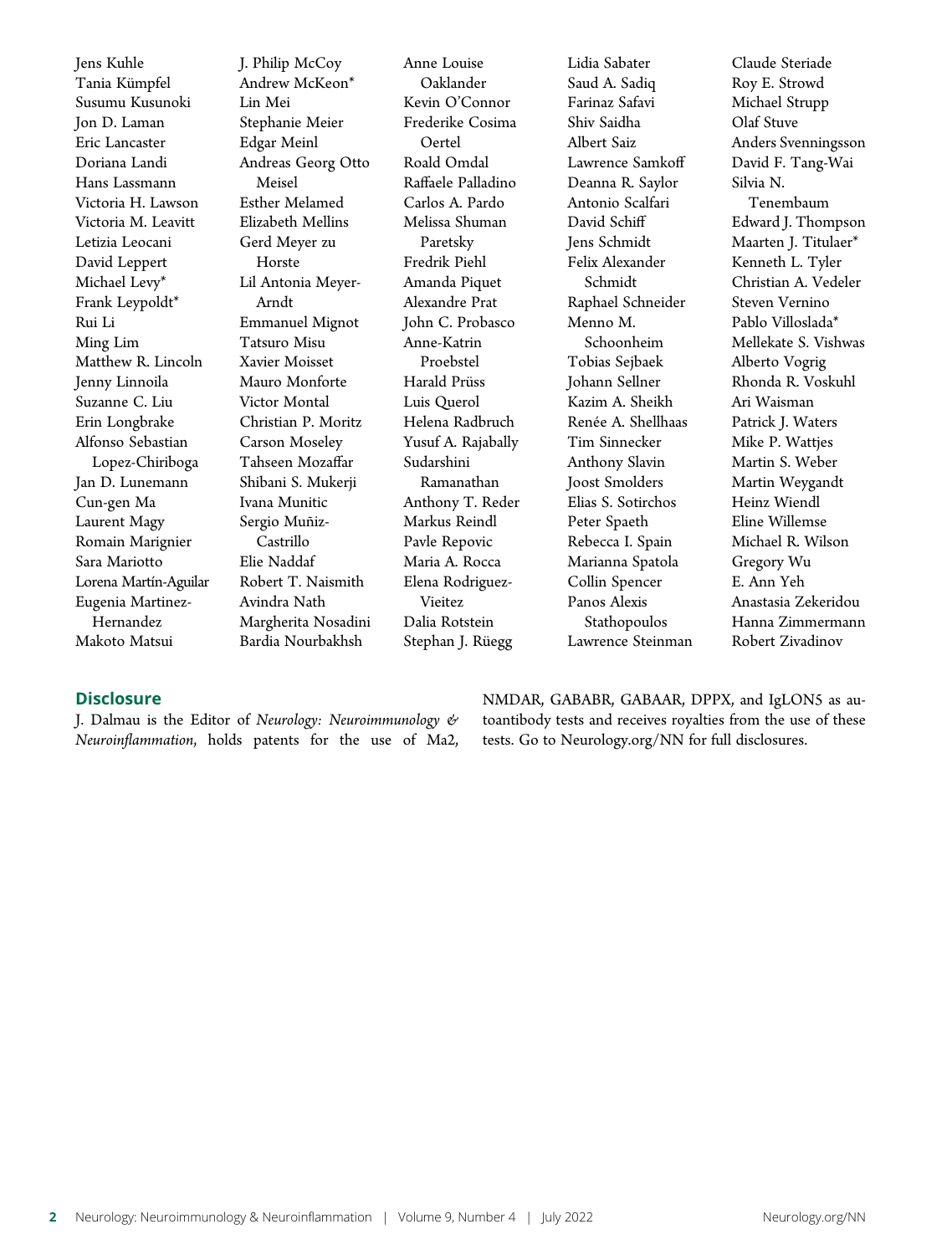Jens Kuhle
Tania Kümpfel
Susumu Kusunoki
Jon D. Laman
Eric Lancaster
Doriana Landi
Hans Lassmann
Victoria H. Lawson
Victoria M. Leavitt
Letizia Leocani
David Leppert
Michael Levy*
Frank Leypoldt*
Rui Li
Ming Lim
Matthew R. Lincoln
Jenny Linnoila
Suzanne C. Liu
Erin Longbrake
Alfonso Sebastian Lopez-Chiriboga
Jan D. Lunemann
Cun-gen Ma
Laurent Magy
Romain Marignier
Sara Mariotto
Lorena Martín-Aguilar
Eugenia Martinez-Hernandez
Makoto Matsui
J. Philip McCoy
Andrew McKeon*
Lin Mei
Stephanie Meier
Edgar Meinl
Andreas Georg Otto Meisel
Esther Melamed
Elizabeth Mellins
Gerd Meyer zu Horste
Lil Antonia Meyer-Arndt
Emmanuel Mignot
Tatsuro Misu
Xavier Moisset
Mauro Monforte
Victor Montal
Christian P. Moritz
Carson Moseley
Tahseen Mozaffar
Shibani S. Mukerji
Ivana Munitic
Sergio Muñiz-Castrillo
Elie Naddaf
Robert T. Naismith
Avindra Nath
Margherita Nosadini
Bardia Nourbakhsh
Anne Louise Oaklander
Kevin O'Connor
Frederike Cosima Oertel
Roald Omdal
Raffaele Palladino
Carlos A. Pardo
Melissa Shuman Paretsky
Fredrik Piehl
Amanda Piquet
Alexandre Prat
John C. Probasco
Anne-Katrin Proebstel
Harald Prüss
Luis Querol
Helena Radbruch
Yusuf A. Rajabally
Sudarshini Ramanathan
Anthony T. Reder
Markus Reindl
Pavle Repovic
Maria A. Rocca
Elena Rodriguez-Vieitez
Dalia Rotstein
Stephan J. Rüegg
Lidia Sabater
Saud A. Sadiq
Farinaz Safavi
Shiv Saidha
Albert Saiz
Lawrence Samkoff
Deanna R. Saylor
Antonio Scalfari
David Schiff
Jens Schmidt
Felix Alexander Schmidt
Raphael Schneider
Menno M. Schoonheim
Tobias Sejbaek
Johann Sellner
Kazim A. Sheikh
Renée A. Shellhaas
Tim Sinnecker
Anthony Slavin
Joost Smolders
Elias S. Sotirchos
Peter Spaeth
Rebecca I. Spain
Marianna Spatola
Collin Spencer
Panos Alexis Stathopoulos
Lawrence Steinman
Claude Steriade
Roy E. Strowd
Michael Strupp
Olaf Stuve
Anders Svenningsson
David F. Tang-Wai
Silvia N. Tenembaum
Edward J. Thompson
Maarten J. Titulaer*
Kenneth L. Tyler
Christian A. Vedeler
Steven Vernino
Pablo Villoslada*
Mellekate S. Vishwas
Alberto Vogrig
Rhonda R. Voskuhl
Ari Waisman
Patrick J. Waters
Mike P. Wattjes
Martin S. Weber
Martin Weygandt
Heinz Wiendl
Eline Willemse
Michael R. Wilson
Gregory Wu
E. Ann Yeh
Anastasia Zekeridou
Hanna Zimmermann
Robert Zivadinov

## Disclosure

J. Dalmau is the Editor of *Neurology: Neuroimmunology & Neuroinflammation*, holds patents for the use of Ma2, NMDAR, GABABR, GABAAR, DPPX, and IgLON5 as autoantibody tests and receives royalties from the use of these tests. Go to Neurology.org/NN for full disclosures.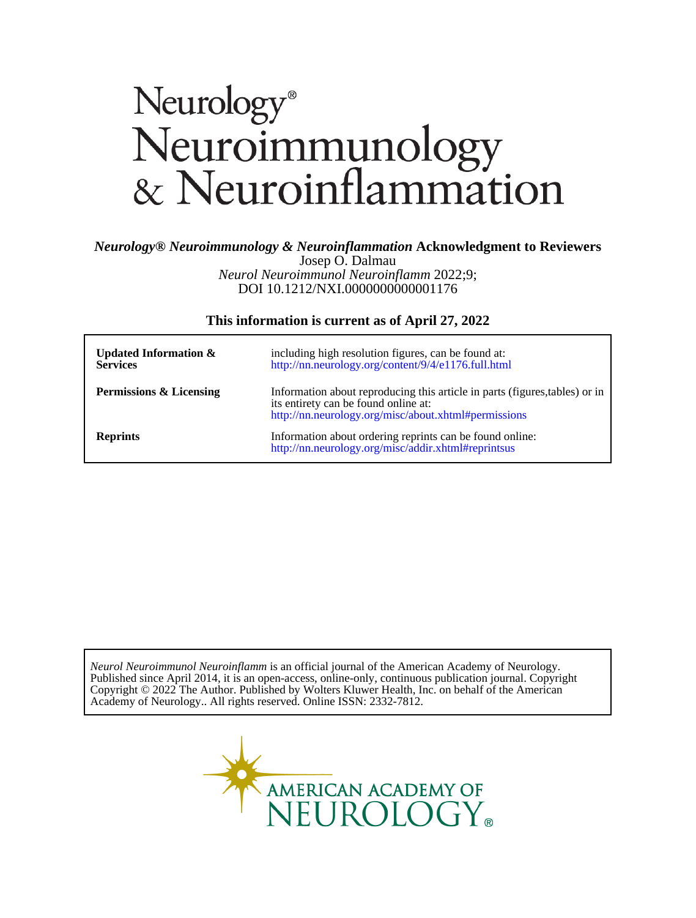# Neurology® Neuroimmunology & Neuroinflammation

***Neurology® Neuroimmunology & Neuroinflammation* Acknowledgment to Reviewers**

Josep O. Dalmau

*Neurol Neuroimmunol Neuroinflamm* 2022;9;

DOI 10.1212/NXI.0000000000001176

**This information is current as of April 27, 2022**

| | |
|---|---|
| **Updated Information & Services** | including high resolution figures, can be found at: http://nn.neurology.org/content/9/4/e1176.full.html |
| **Permissions & Licensing** | Information about reproducing this article in parts (figures,tables) or in its entirety can be found online at: http://nn.neurology.org/misc/about.xhtml#permissions |
| **Reprints** | Information about ordering reprints can be found online: http://nn.neurology.org/misc/addir.xhtml#reprintsus |

*Neurol Neuroimmunol Neuroinflamm* is an official journal of the American Academy of Neurology. Published since April 2014, it is an open-access, online-only, continuous publication journal. Copyright Copyright © 2022 The Author. Published by Wolters Kluwer Health, Inc. on behalf of the American Academy of Neurology.. All rights reserved. Online ISSN: 2332-7812.

AMERICAN ACADEMY OF NEUROLOGY®